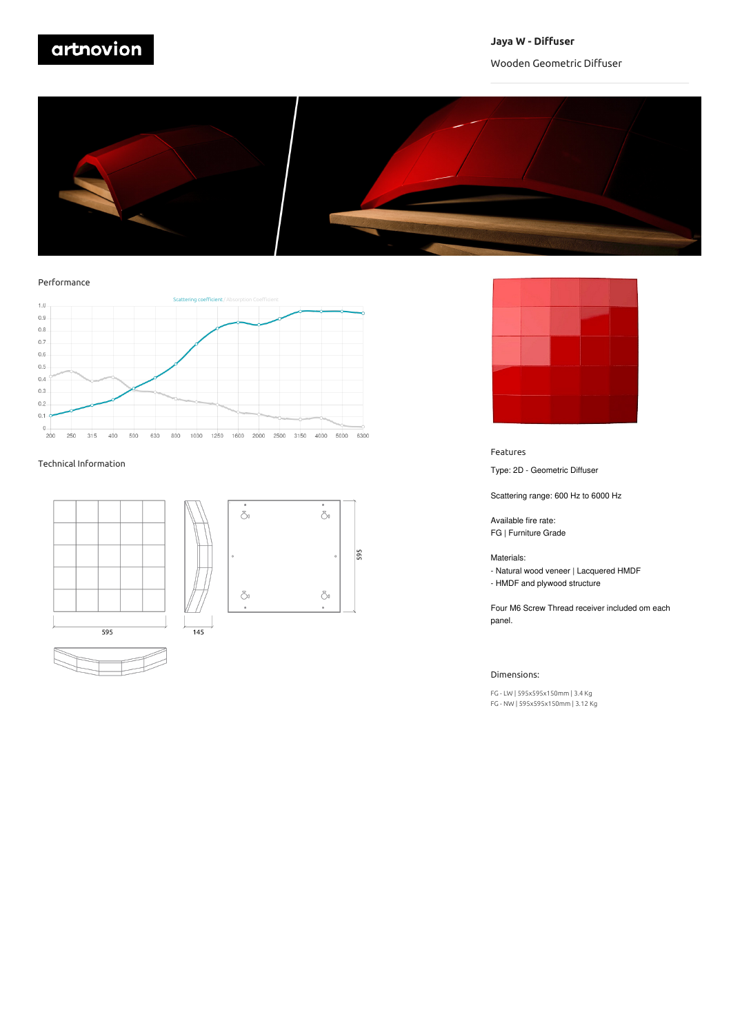artnovion

# Jaya W - Diffuser

Wooden Geometric Diffuser

## Performance

Scattering coefficient / Absorption Coefficient

## Technical Information

595

145

595

## Features

Type: 2D - Geometric Diffuser

Scattering range: 600 Hz to 6000 Hz

Available fire rate:
FG | Furniture Grade

Materials:
- Natural wood veneer | Lacquered HMDF
- HMDF and plywood structure

Four M6 Screw Thread receiver included om each panel.

## Dimensions:

FG - LW | 595x595x150mm | 3.4 Kg
FG - NW | 595x595x150mm | 3.12 Kg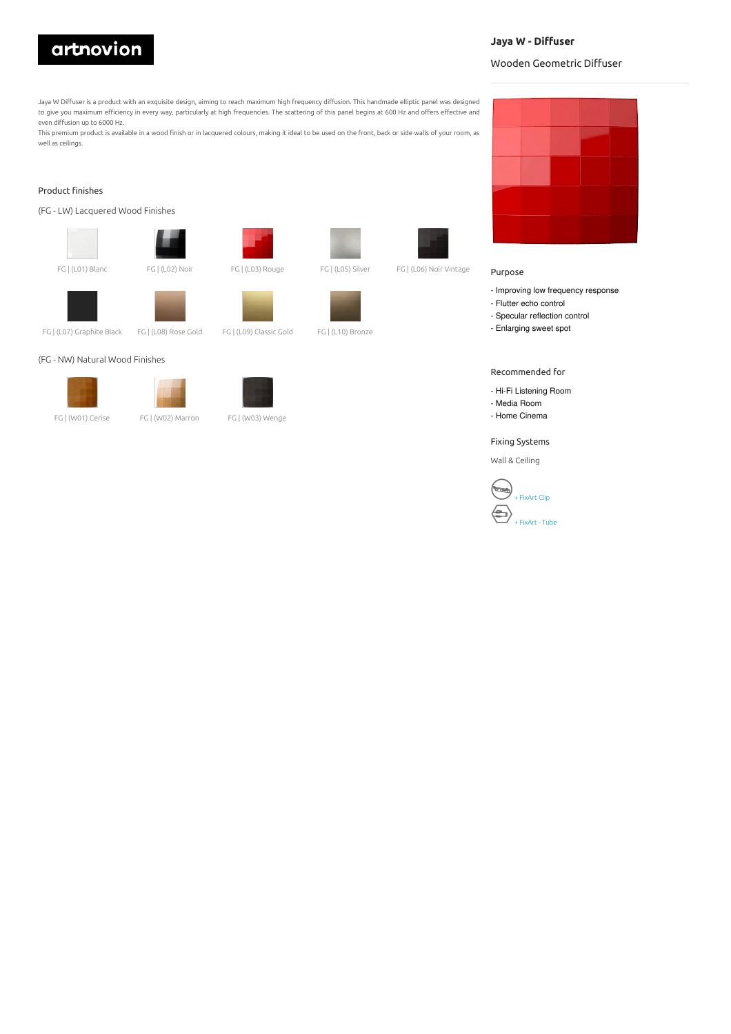artnovion

## Jaya W - Diffuser

Wooden Geometric Diffuser

Jaya W Diffuser is a product with an exquisite design, aiming to reach maximum high frequency diffusion. This handmade elliptic panel was designed to give you maximum efficiency in every way, particularly at high frequencies. The scattering of this panel begins at 600 Hz and offers effective and even diffusion up to 6000 Hz.
This premium product is available in a wood finish or in lacquered colours, making it ideal to be used on the front, back or side walls of your room, as well as ceilings.

### Product finishes

(FG - LW) Lacquered Wood Finishes

FG | (L01) Blanc

FG | (L02) Noir

FG | (L03) Rouge

FG | (L05) Silver

FG | (L06) Noir Vintage

FG | (L07) Graphite Black

FG | (L08) Rose Gold

FG | (L09) Classic Gold

FG | (L10) Bronze

(FG - NW) Natural Wood Finishes

FG | (W01) Cerise

FG | (W02) Marron

FG | (W03) Wenge

### Purpose

- Improving low frequency response
- Flutter echo control
- Specular reflection control
- Enlarging sweet spot

### Recommended for

- Hi-Fi Listening Room
- Media Room
- Home Cinema

### Fixing Systems

Wall & Ceiling

+ FixArt Clip

+ FixArt - Tube